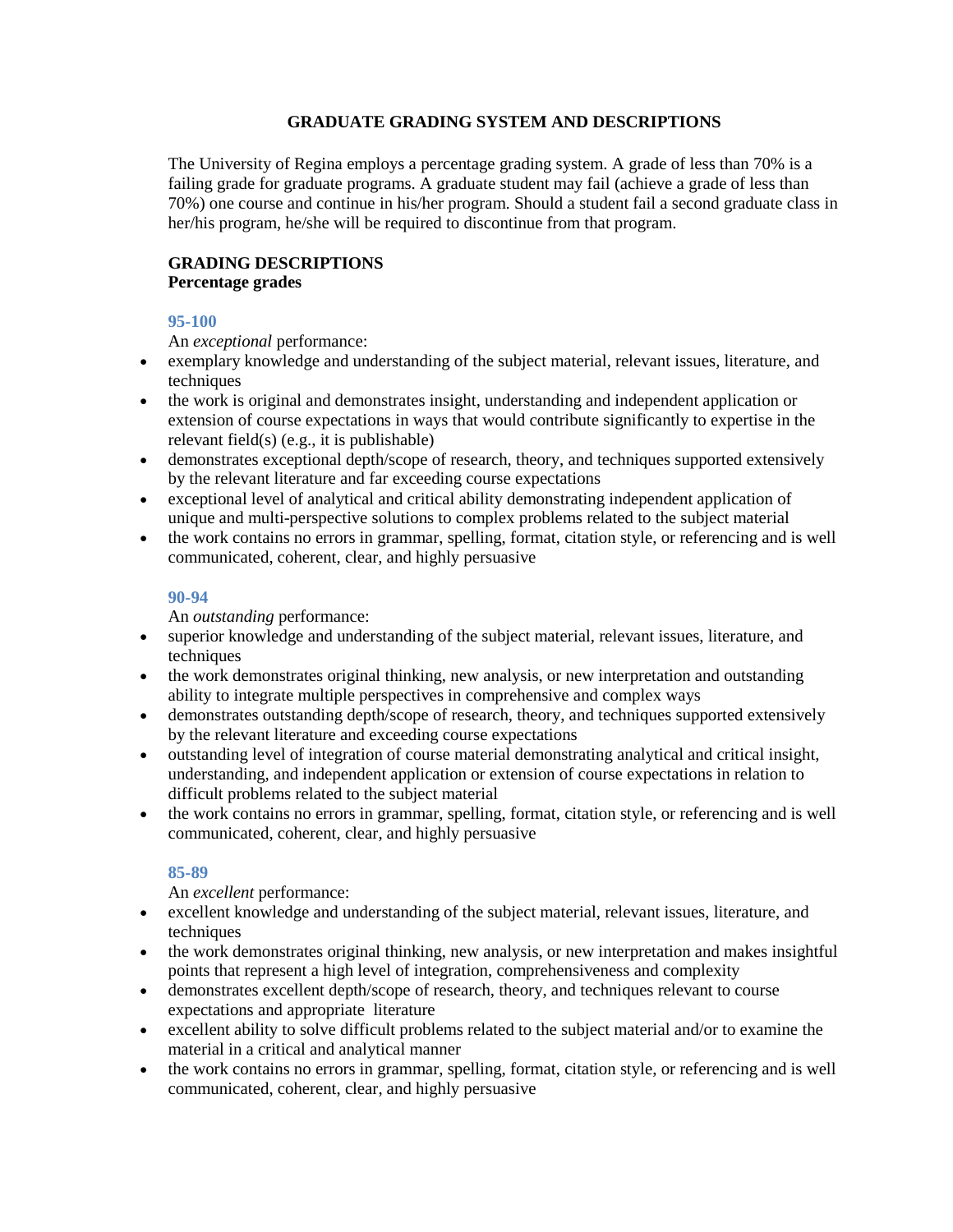# GRADUATE GRADING SYSTEM AND DESCRIPTIONS

The University of Regina employs a percentage grading system. A grade of less than 70% is a failing grade for graduate programs. A graduate student may fail (achieve a grade of less than 70%) one course and continue in his/her program. Should a student fail a second graduate class in her/his program, he/she will be required to discontinue from that program.

## GRADING DESCRIPTIONS

### Percentage grades

#### 95-100

An *exceptional* performance:

- exemplary knowledge and understanding of the subject material, relevant issues, literature, and techniques
- the work is original and demonstrates insight, understanding and independent application or extension of course expectations in ways that would contribute significantly to expertise in the relevant field(s) (e.g., it is publishable)
- demonstrates exceptional depth/scope of research, theory, and techniques supported extensively by the relevant literature and far exceeding course expectations
- exceptional level of analytical and critical ability demonstrating independent application of unique and multi-perspective solutions to complex problems related to the subject material
- the work contains no errors in grammar, spelling, format, citation style, or referencing and is well communicated, coherent, clear, and highly persuasive

#### 90-94

An *outstanding* performance:

- superior knowledge and understanding of the subject material, relevant issues, literature, and techniques
- the work demonstrates original thinking, new analysis, or new interpretation and outstanding ability to integrate multiple perspectives in comprehensive and complex ways
- demonstrates outstanding depth/scope of research, theory, and techniques supported extensively by the relevant literature and exceeding course expectations
- outstanding level of integration of course material demonstrating analytical and critical insight, understanding, and independent application or extension of course expectations in relation to difficult problems related to the subject material
- the work contains no errors in grammar, spelling, format, citation style, or referencing and is well communicated, coherent, clear, and highly persuasive

#### 85-89

An *excellent* performance:

- excellent knowledge and understanding of the subject material, relevant issues, literature, and techniques
- the work demonstrates original thinking, new analysis, or new interpretation and makes insightful points that represent a high level of integration, comprehensiveness and complexity
- demonstrates excellent depth/scope of research, theory, and techniques relevant to course expectations and appropriate literature
- excellent ability to solve difficult problems related to the subject material and/or to examine the material in a critical and analytical manner
- the work contains no errors in grammar, spelling, format, citation style, or referencing and is well communicated, coherent, clear, and highly persuasive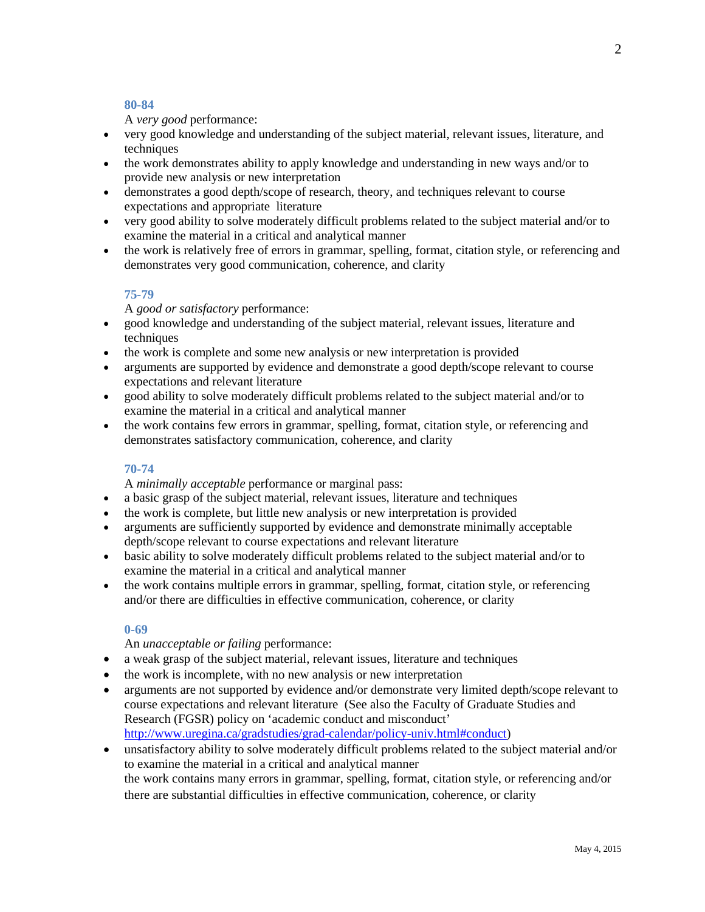### 80-84

A *very good* performance:

- very good knowledge and understanding of the subject material, relevant issues, literature, and techniques
- the work demonstrates ability to apply knowledge and understanding in new ways and/or to provide new analysis or new interpretation
- demonstrates a good depth/scope of research, theory, and techniques relevant to course expectations and appropriate literature
- very good ability to solve moderately difficult problems related to the subject material and/or to examine the material in a critical and analytical manner
- the work is relatively free of errors in grammar, spelling, format, citation style, or referencing and demonstrates very good communication, coherence, and clarity

### 75-79

A *good or satisfactory* performance:

- good knowledge and understanding of the subject material, relevant issues, literature and techniques
- the work is complete and some new analysis or new interpretation is provided
- arguments are supported by evidence and demonstrate a good depth/scope relevant to course expectations and relevant literature
- good ability to solve moderately difficult problems related to the subject material and/or to examine the material in a critical and analytical manner
- the work contains few errors in grammar, spelling, format, citation style, or referencing and demonstrates satisfactory communication, coherence, and clarity

### 70-74

A *minimally acceptable* performance or marginal pass:

- a basic grasp of the subject material, relevant issues, literature and techniques
- the work is complete, but little new analysis or new interpretation is provided
- arguments are sufficiently supported by evidence and demonstrate minimally acceptable depth/scope relevant to course expectations and relevant literature
- basic ability to solve moderately difficult problems related to the subject material and/or to examine the material in a critical and analytical manner
- the work contains multiple errors in grammar, spelling, format, citation style, or referencing and/or there are difficulties in effective communication, coherence, or clarity

### 0-69

An *unacceptable or failing* performance:

- a weak grasp of the subject material, relevant issues, literature and techniques
- the work is incomplete, with no new analysis or new interpretation
- arguments are not supported by evidence and/or demonstrate very limited depth/scope relevant to course expectations and relevant literature (See also the Faculty of Graduate Studies and Research (FGSR) policy on 'academic conduct and misconduct' http://www.uregina.ca/gradstudies/grad-calendar/policy-univ.html#conduct)
- unsatisfactory ability to solve moderately difficult problems related to the subject material and/or to examine the material in a critical and analytical manner
  the work contains many errors in grammar, spelling, format, citation style, or referencing and/or there are substantial difficulties in effective communication, coherence, or clarity

May 4, 2015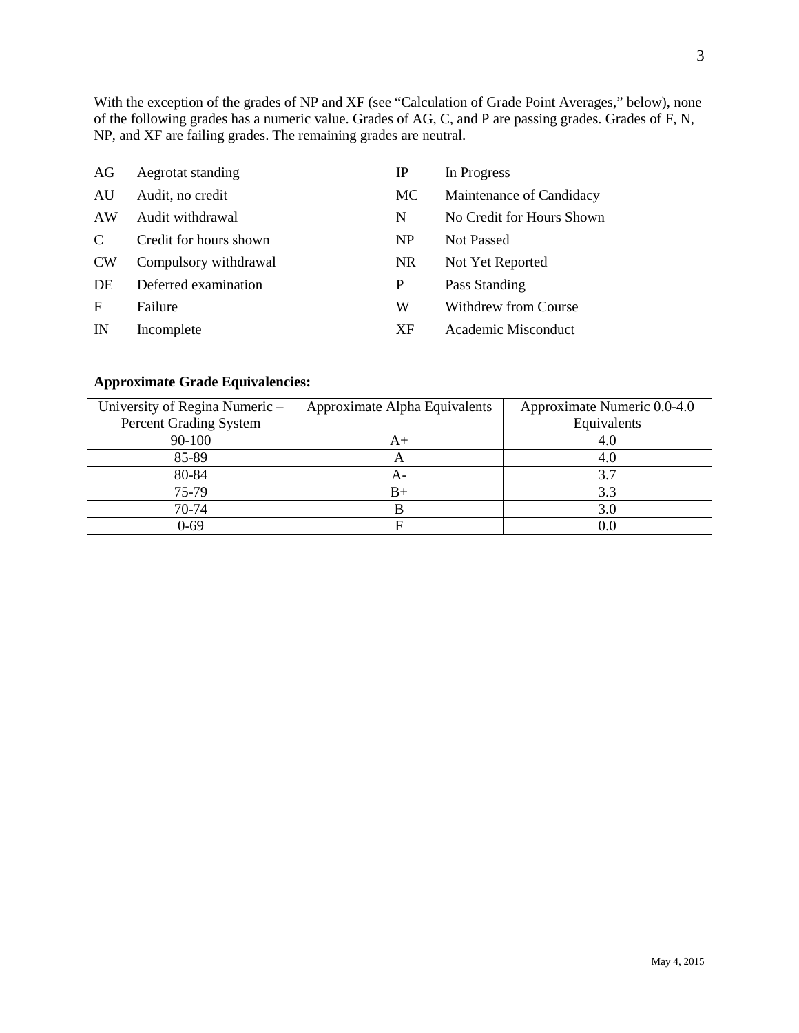With the exception of the grades of NP and XF (see "Calculation of Grade Point Averages," below), none of the following grades has a numeric value. Grades of AG, C, and P are passing grades. Grades of F, N, NP, and XF are failing grades. The remaining grades are neutral.

| | | | |
|---|---|---|---|
| AG | Aegrotat standing | IP | In Progress |
| AU | Audit, no credit | MC | Maintenance of Candidacy |
| AW | Audit withdrawal | N | No Credit for Hours Shown |
| C | Credit for hours shown | NP | Not Passed |
| CW | Compulsory withdrawal | NR | Not Yet Reported |
| DE | Deferred examination | P | Pass Standing |
| F | Failure | W | Withdrew from Course |
| IN | Incomplete | XF | Academic Misconduct |

**Approximate Grade Equivalencies:**

| University of Regina Numeric – Percent Grading System | Approximate Alpha Equivalents | Approximate Numeric 0.0-4.0 Equivalents |
|---|---|---|
| 90-100 | A+ | 4.0 |
| 85-89 | A | 4.0 |
| 80-84 | A- | 3.7 |
| 75-79 | B+ | 3.3 |
| 70-74 | B | 3.0 |
| 0-69 | F | 0.0 |

May 4, 2015